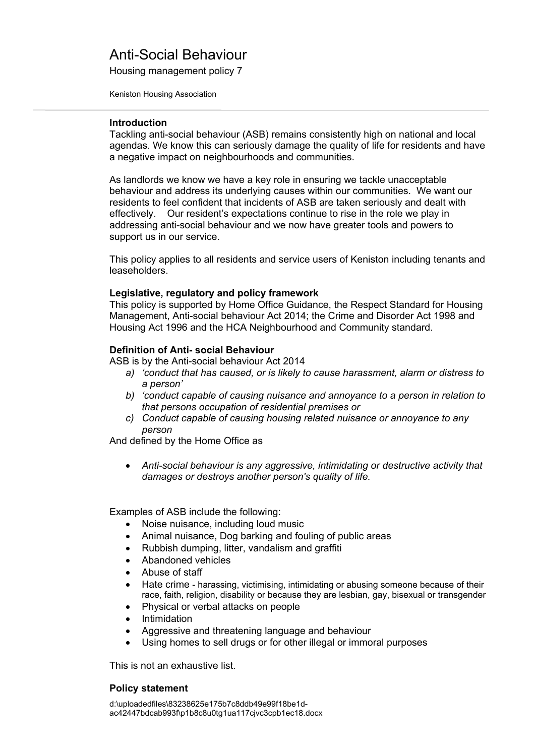# Anti-Social Behaviour

Housing management policy 7

Keniston Housing Association

---

**Introduction**

Tackling anti-social behaviour (ASB) remains consistently high on national and local agendas. We know this can seriously damage the quality of life for residents and have a negative impact on neighbourhoods and communities.

As landlords we know we have a key role in ensuring we tackle unacceptable behaviour and address its underlying causes within our communities. We want our residents to feel confident that incidents of ASB are taken seriously and dealt with effectively. Our resident's expectations continue to rise in the role we play in addressing anti-social behaviour and we now have greater tools and powers to support us in our service.

This policy applies to all residents and service users of Keniston including tenants and leaseholders.

**Legislative, regulatory and policy framework**

This policy is supported by Home Office Guidance, the Respect Standard for Housing Management, Anti-social behaviour Act 2014; the Crime and Disorder Act 1998 and Housing Act 1996 and the HCA Neighbourhood and Community standard.

**Definition of Anti- social Behaviour**

ASB is by the Anti-social behaviour Act 2014

a) *'conduct that has caused, or is likely to cause harassment, alarm or distress to a person'*
b) *'conduct capable of causing nuisance and annoyance to a person in relation to that persons occupation of residential premises or*
c) *Conduct capable of causing housing related nuisance or annoyance to any person*

And defined by the Home Office as

- *Anti-social behaviour is any aggressive, intimidating or destructive activity that damages or destroys another person's quality of life.*

Examples of ASB include the following:

- Noise nuisance, including loud music
- Animal nuisance, Dog barking and fouling of public areas
- Rubbish dumping, litter, vandalism and graffiti
- Abandoned vehicles
- Abuse of staff
- Hate crime - harassing, victimising, intimidating or abusing someone because of their race, faith, religion, disability or because they are lesbian, gay, bisexual or transgender
- Physical or verbal attacks on people
- Intimidation
- Aggressive and threatening language and behaviour
- Using homes to sell drugs or for other illegal or immoral purposes

This is not an exhaustive list.

**Policy statement**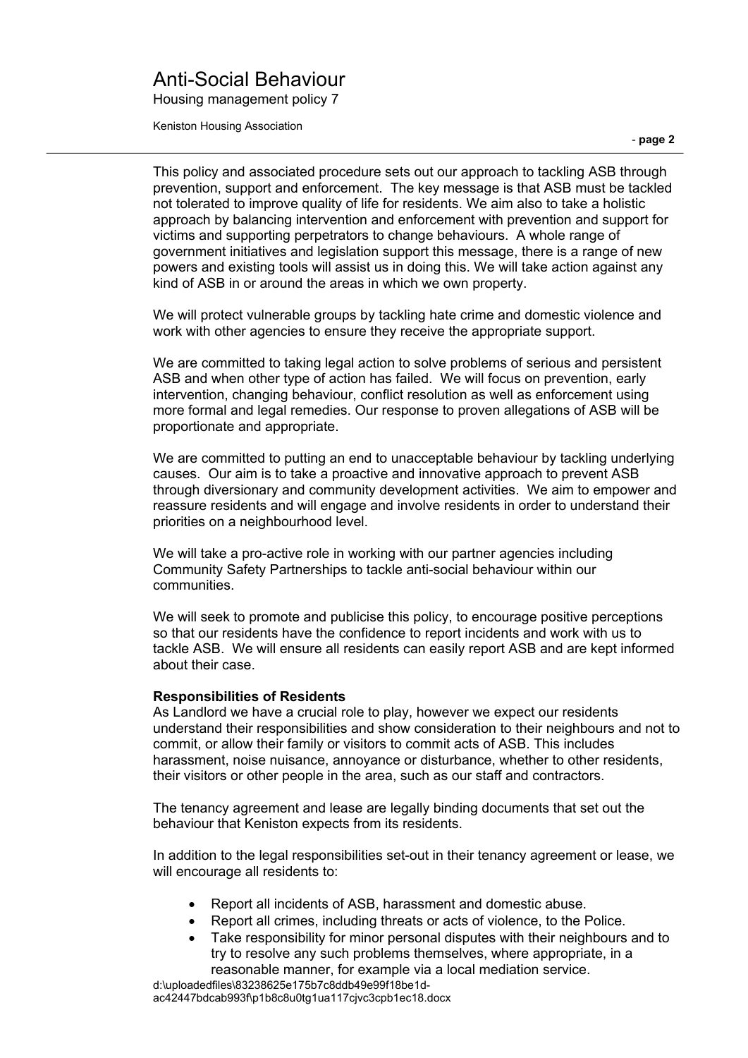This policy and associated procedure sets out our approach to tackling ASB through prevention, support and enforcement. The key message is that ASB must be tackled not tolerated to improve quality of life for residents. We aim also to take a holistic approach by balancing intervention and enforcement with prevention and support for victims and supporting perpetrators to change behaviours. A whole range of government initiatives and legislation support this message, there is a range of new powers and existing tools will assist us in doing this. We will take action against any kind of ASB in or around the areas in which we own property.

We will protect vulnerable groups by tackling hate crime and domestic violence and work with other agencies to ensure they receive the appropriate support.

We are committed to taking legal action to solve problems of serious and persistent ASB and when other type of action has failed. We will focus on prevention, early intervention, changing behaviour, conflict resolution as well as enforcement using more formal and legal remedies. Our response to proven allegations of ASB will be proportionate and appropriate.

We are committed to putting an end to unacceptable behaviour by tackling underlying causes. Our aim is to take a proactive and innovative approach to prevent ASB through diversionary and community development activities. We aim to empower and reassure residents and will engage and involve residents in order to understand their priorities on a neighbourhood level.

We will take a pro-active role in working with our partner agencies including Community Safety Partnerships to tackle anti-social behaviour within our communities.

We will seek to promote and publicise this policy, to encourage positive perceptions so that our residents have the confidence to report incidents and work with us to tackle ASB. We will ensure all residents can easily report ASB and are kept informed about their case.

**Responsibilities of Residents**

As Landlord we have a crucial role to play, however we expect our residents understand their responsibilities and show consideration to their neighbours and not to commit, or allow their family or visitors to commit acts of ASB. This includes harassment, noise nuisance, annoyance or disturbance, whether to other residents, their visitors or other people in the area, such as our staff and contractors.

The tenancy agreement and lease are legally binding documents that set out the behaviour that Keniston expects from its residents.

In addition to the legal responsibilities set-out in their tenancy agreement or lease, we will encourage all residents to:

- Report all incidents of ASB, harassment and domestic abuse.
- Report all crimes, including threats or acts of violence, to the Police.
- Take responsibility for minor personal disputes with their neighbours and to try to resolve any such problems themselves, where appropriate, in a reasonable manner, for example via a local mediation service.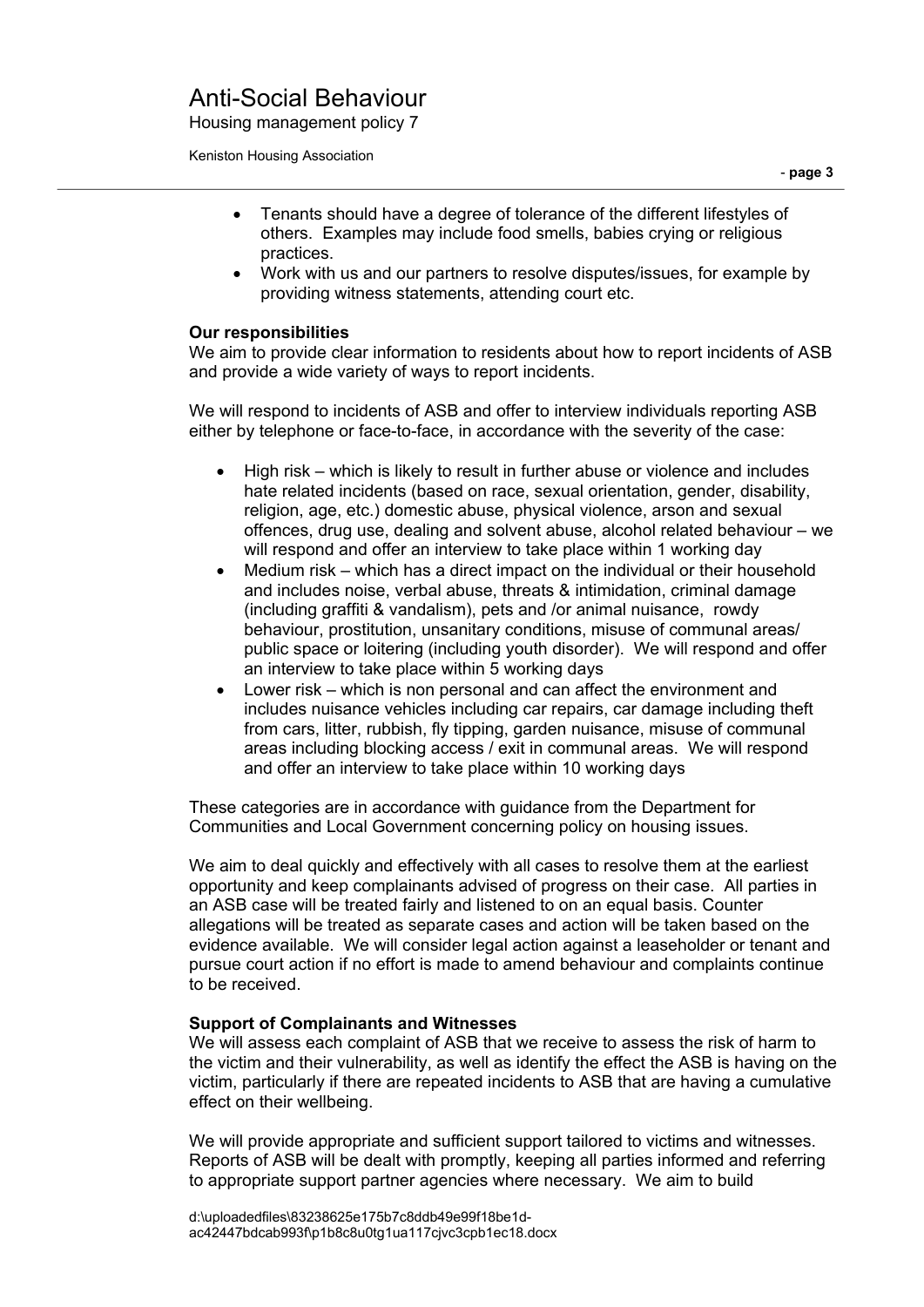- Tenants should have a degree of tolerance of the different lifestyles of others. Examples may include food smells, babies crying or religious practices.
- Work with us and our partners to resolve disputes/issues, for example by providing witness statements, attending court etc.

**Our responsibilities**

We aim to provide clear information to residents about how to report incidents of ASB and provide a wide variety of ways to report incidents.

We will respond to incidents of ASB and offer to interview individuals reporting ASB either by telephone or face-to-face, in accordance with the severity of the case:

- High risk – which is likely to result in further abuse or violence and includes hate related incidents (based on race, sexual orientation, gender, disability, religion, age, etc.) domestic abuse, physical violence, arson and sexual offences, drug use, dealing and solvent abuse, alcohol related behaviour – we will respond and offer an interview to take place within 1 working day
- Medium risk – which has a direct impact on the individual or their household and includes noise, verbal abuse, threats & intimidation, criminal damage (including graffiti & vandalism), pets and /or animal nuisance, rowdy behaviour, prostitution, unsanitary conditions, misuse of communal areas/ public space or loitering (including youth disorder). We will respond and offer an interview to take place within 5 working days
- Lower risk – which is non personal and can affect the environment and includes nuisance vehicles including car repairs, car damage including theft from cars, litter, rubbish, fly tipping, garden nuisance, misuse of communal areas including blocking access / exit in communal areas. We will respond and offer an interview to take place within 10 working days

These categories are in accordance with guidance from the Department for Communities and Local Government concerning policy on housing issues.

We aim to deal quickly and effectively with all cases to resolve them at the earliest opportunity and keep complainants advised of progress on their case. All parties in an ASB case will be treated fairly and listened to on an equal basis. Counter allegations will be treated as separate cases and action will be taken based on the evidence available. We will consider legal action against a leaseholder or tenant and pursue court action if no effort is made to amend behaviour and complaints continue to be received.

**Support of Complainants and Witnesses**

We will assess each complaint of ASB that we receive to assess the risk of harm to the victim and their vulnerability, as well as identify the effect the ASB is having on the victim, particularly if there are repeated incidents to ASB that are having a cumulative effect on their wellbeing.

We will provide appropriate and sufficient support tailored to victims and witnesses. Reports of ASB will be dealt with promptly, keeping all parties informed and referring to appropriate support partner agencies where necessary. We aim to build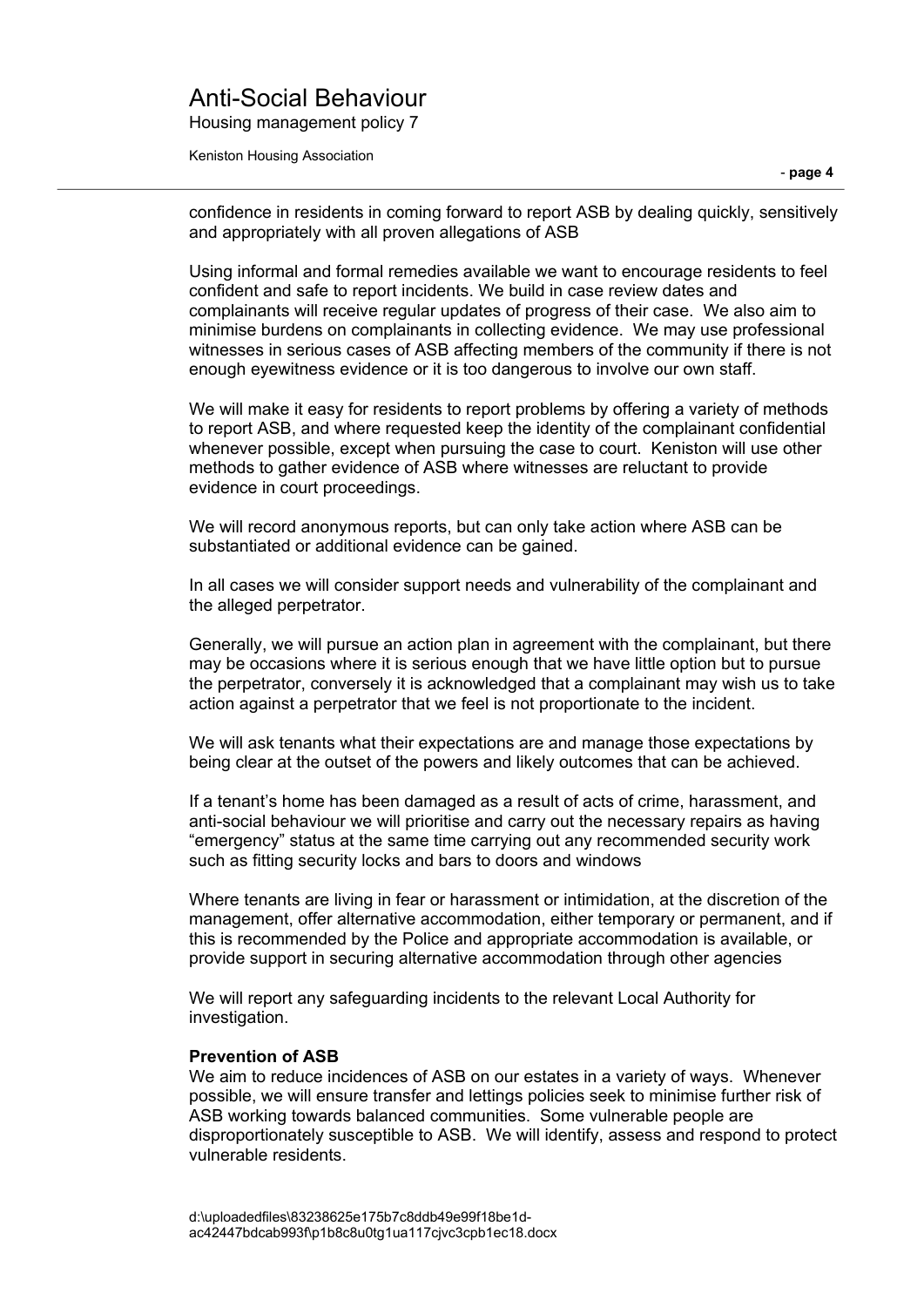confidence in residents in coming forward to report ASB by dealing quickly, sensitively and appropriately with all proven allegations of ASB

Using informal and formal remedies available we want to encourage residents to feel confident and safe to report incidents. We build in case review dates and complainants will receive regular updates of progress of their case. We also aim to minimise burdens on complainants in collecting evidence. We may use professional witnesses in serious cases of ASB affecting members of the community if there is not enough eyewitness evidence or it is too dangerous to involve our own staff.

We will make it easy for residents to report problems by offering a variety of methods to report ASB, and where requested keep the identity of the complainant confidential whenever possible, except when pursuing the case to court. Keniston will use other methods to gather evidence of ASB where witnesses are reluctant to provide evidence in court proceedings.

We will record anonymous reports, but can only take action where ASB can be substantiated or additional evidence can be gained.

In all cases we will consider support needs and vulnerability of the complainant and the alleged perpetrator.

Generally, we will pursue an action plan in agreement with the complainant, but there may be occasions where it is serious enough that we have little option but to pursue the perpetrator, conversely it is acknowledged that a complainant may wish us to take action against a perpetrator that we feel is not proportionate to the incident.

We will ask tenants what their expectations are and manage those expectations by being clear at the outset of the powers and likely outcomes that can be achieved.

If a tenant's home has been damaged as a result of acts of crime, harassment, and anti-social behaviour we will prioritise and carry out the necessary repairs as having "emergency" status at the same time carrying out any recommended security work such as fitting security locks and bars to doors and windows

Where tenants are living in fear or harassment or intimidation, at the discretion of the management, offer alternative accommodation, either temporary or permanent, and if this is recommended by the Police and appropriate accommodation is available, or provide support in securing alternative accommodation through other agencies

We will report any safeguarding incidents to the relevant Local Authority for investigation.

**Prevention of ASB**

We aim to reduce incidences of ASB on our estates in a variety of ways. Whenever possible, we will ensure transfer and lettings policies seek to minimise further risk of ASB working towards balanced communities. Some vulnerable people are disproportionately susceptible to ASB. We will identify, assess and respond to protect vulnerable residents.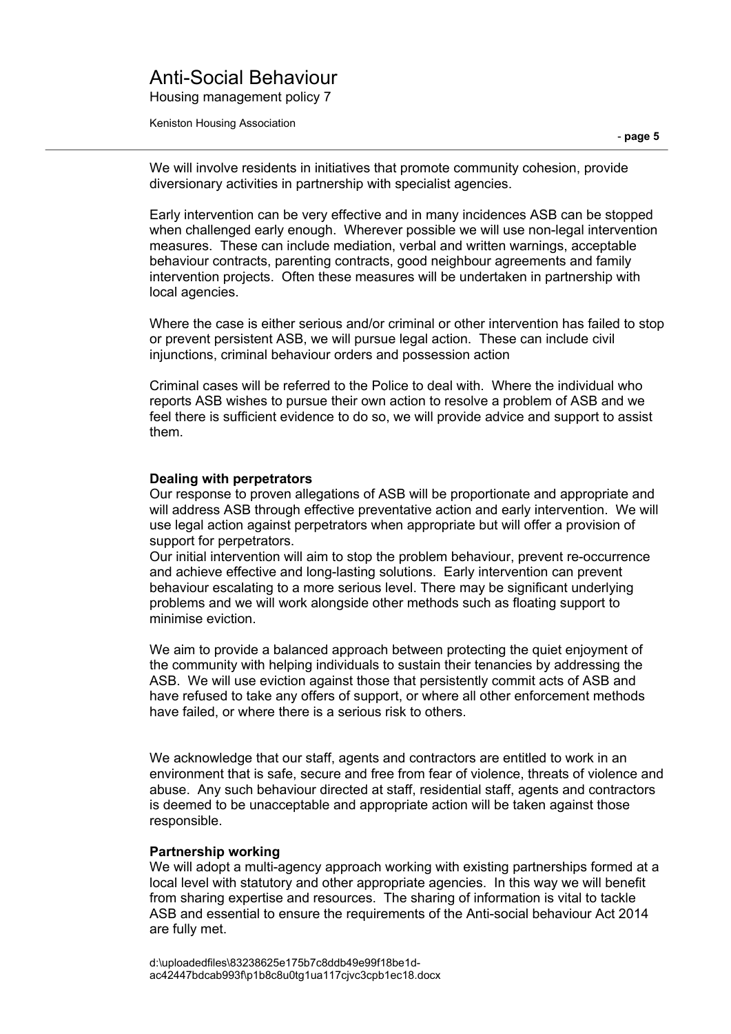We will involve residents in initiatives that promote community cohesion, provide diversionary activities in partnership with specialist agencies.

Early intervention can be very effective and in many incidences ASB can be stopped when challenged early enough. Wherever possible we will use non-legal intervention measures. These can include mediation, verbal and written warnings, acceptable behaviour contracts, parenting contracts, good neighbour agreements and family intervention projects. Often these measures will be undertaken in partnership with local agencies.

Where the case is either serious and/or criminal or other intervention has failed to stop or prevent persistent ASB, we will pursue legal action. These can include civil injunctions, criminal behaviour orders and possession action

Criminal cases will be referred to the Police to deal with. Where the individual who reports ASB wishes to pursue their own action to resolve a problem of ASB and we feel there is sufficient evidence to do so, we will provide advice and support to assist them.

**Dealing with perpetrators**

Our response to proven allegations of ASB will be proportionate and appropriate and will address ASB through effective preventative action and early intervention. We will use legal action against perpetrators when appropriate but will offer a provision of support for perpetrators.

Our initial intervention will aim to stop the problem behaviour, prevent re-occurrence and achieve effective and long-lasting solutions. Early intervention can prevent behaviour escalating to a more serious level. There may be significant underlying problems and we will work alongside other methods such as floating support to minimise eviction.

We aim to provide a balanced approach between protecting the quiet enjoyment of the community with helping individuals to sustain their tenancies by addressing the ASB. We will use eviction against those that persistently commit acts of ASB and have refused to take any offers of support, or where all other enforcement methods have failed, or where there is a serious risk to others.

We acknowledge that our staff, agents and contractors are entitled to work in an environment that is safe, secure and free from fear of violence, threats of violence and abuse. Any such behaviour directed at staff, residential staff, agents and contractors is deemed to be unacceptable and appropriate action will be taken against those responsible.

**Partnership working**

We will adopt a multi-agency approach working with existing partnerships formed at a local level with statutory and other appropriate agencies. In this way we will benefit from sharing expertise and resources. The sharing of information is vital to tackle ASB and essential to ensure the requirements of the Anti-social behaviour Act 2014 are fully met.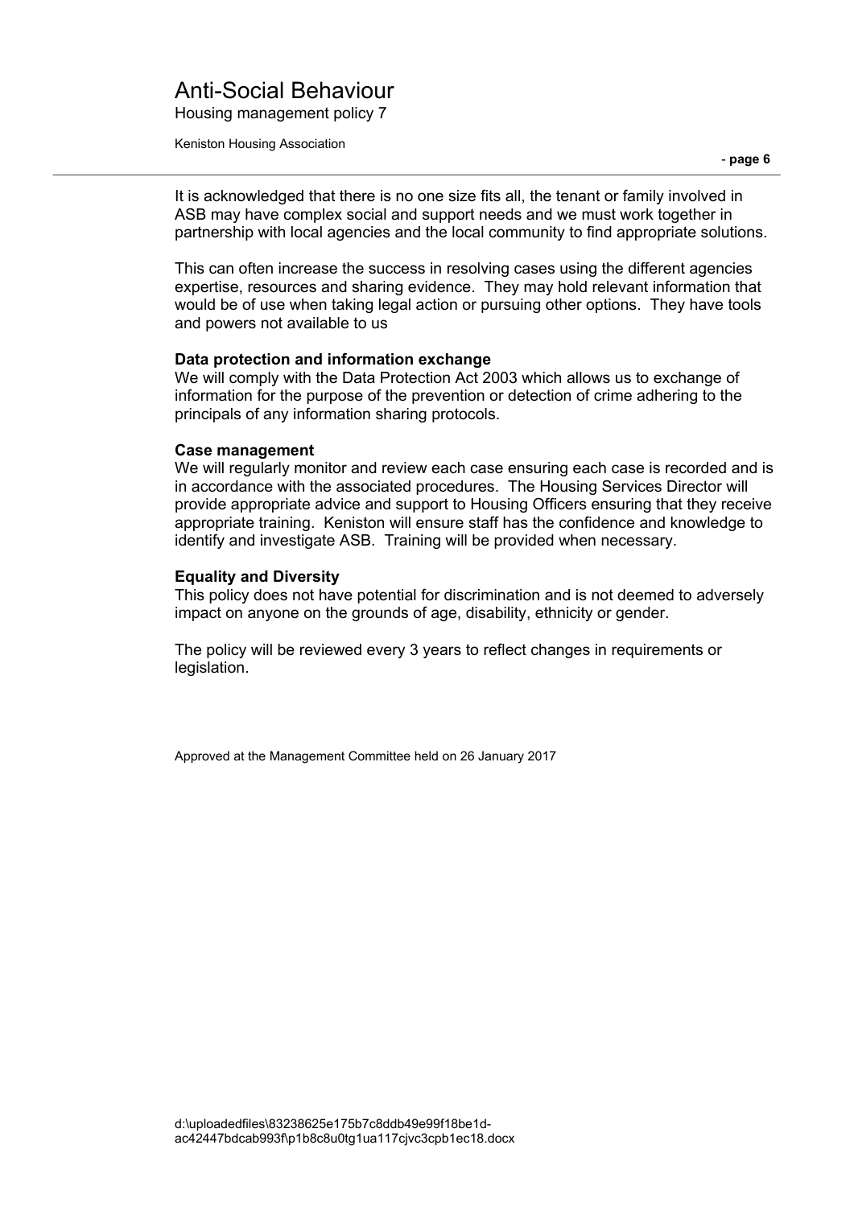It is acknowledged that there is no one size fits all, the tenant or family involved in ASB may have complex social and support needs and we must work together in partnership with local agencies and the local community to find appropriate solutions.

This can often increase the success in resolving cases using the different agencies expertise, resources and sharing evidence. They may hold relevant information that would be of use when taking legal action or pursuing other options. They have tools and powers not available to us

**Data protection and information exchange**
We will comply with the Data Protection Act 2003 which allows us to exchange of information for the purpose of the prevention or detection of crime adhering to the principals of any information sharing protocols.

**Case management**
We will regularly monitor and review each case ensuring each case is recorded and is in accordance with the associated procedures. The Housing Services Director will provide appropriate advice and support to Housing Officers ensuring that they receive appropriate training. Keniston will ensure staff has the confidence and knowledge to identify and investigate ASB. Training will be provided when necessary.

**Equality and Diversity**
This policy does not have potential for discrimination and is not deemed to adversely impact on anyone on the grounds of age, disability, ethnicity or gender.

The policy will be reviewed every 3 years to reflect changes in requirements or legislation.

Approved at the Management Committee held on 26 January 2017